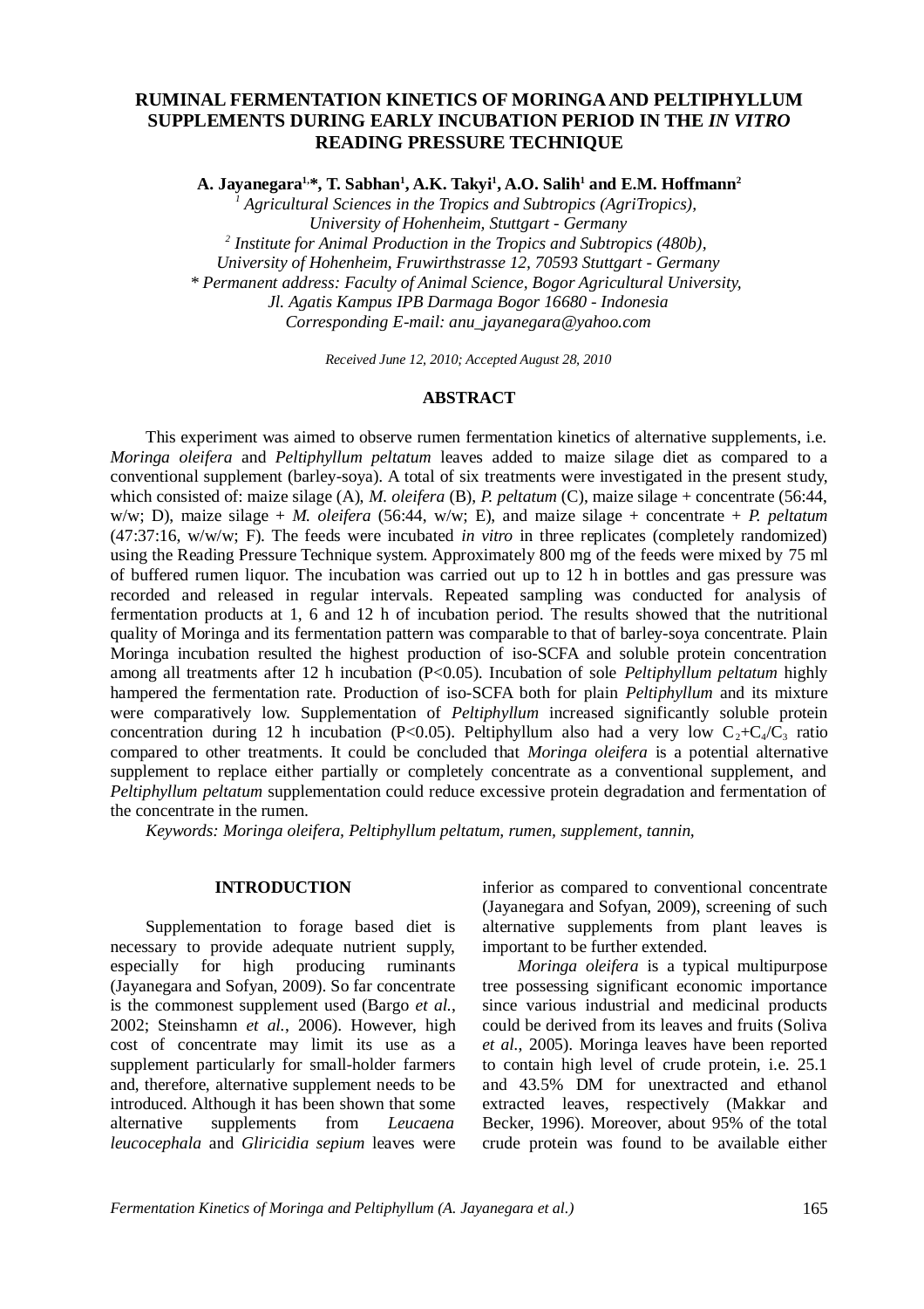# RUMINAL FERMENTATION KINETICS OF MORINGA AND PELTIPHYLLUM SUPPLEMENTS DURING EARLY INCUBATION PERIOD IN THE *IN VITRO* READING PRESSURE TECHNIQUE

**A. Jayanegara[1,*], T. Sabhan[1], A.K. Takyi[1], A.O. Salih[1] and E.M. Hoffmann[2]**

*[1] Agricultural Sciences in the Tropics and Subtropics (AgriTropics), University of Hohenheim, Stuttgart - Germany*
*[2] Institute for Animal Production in the Tropics and Subtropics (480b), University of Hohenheim, Fruwirthstrasse 12, 70593 Stuttgart - Germany*
*\* Permanent address: Faculty of Animal Science, Bogor Agricultural University, Jl. Agatis Kampus IPB Darmaga Bogor 16680 - Indonesia*
*Corresponding E-mail: anu_jayanegara@yahoo.com*

*Received June 12, 2010; Accepted August 28, 2010*

## ABSTRACT

This experiment was aimed to observe rumen fermentation kinetics of alternative supplements, i.e. *Moringa oleifera* and *Peltiphyllum peltatum* leaves added to maize silage diet as compared to a conventional supplement (barley-soya). A total of six treatments were investigated in the present study, which consisted of: maize silage (A), *M. oleifera* (B), *P. peltatum* (C), maize silage + concentrate (56:44, w/w; D), maize silage + *M. oleifera* (56:44, w/w; E), and maize silage + concentrate + *P. peltatum* (47:37:16, w/w/w; F). The feeds were incubated *in vitro* in three replicates (completely randomized) using the Reading Pressure Technique system. Approximately 800 mg of the feeds were mixed by 75 ml of buffered rumen liquor. The incubation was carried out up to 12 h in bottles and gas pressure was recorded and released in regular intervals. Repeated sampling was conducted for analysis of fermentation products at 1, 6 and 12 h of incubation period. The results showed that the nutritional quality of Moringa and its fermentation pattern was comparable to that of barley-soya concentrate. Plain Moringa incubation resulted the highest production of iso-SCFA and soluble protein concentration among all treatments after 12 h incubation ($P<0.05$). Incubation of sole *Peltiphyllum peltatum* highly hampered the fermentation rate. Production of iso-SCFA both for plain *Peltiphyllum* and its mixture were comparatively low. Supplementation of *Peltiphyllum* increased significantly soluble protein concentration during 12 h incubation ($P<0.05$). Peltiphyllum also had a very low $C_2$+$C_4$/$C_3$ ratio compared to other treatments. It could be concluded that *Moringa oleifera* is a potential alternative supplement to replace either partially or completely concentrate as a conventional supplement, and *Peltiphyllum peltatum* supplementation could reduce excessive protein degradation and fermentation of the concentrate in the rumen.

*Keywords: Moringa oleifera, Peltiphyllum peltatum, rumen, supplement, tannin,*

## INTRODUCTION

Supplementation to forage based diet is necessary to provide adequate nutrient supply, especially for high producing ruminants (Jayanegara and Sofyan, 2009). So far concentrate is the commonest supplement used (Bargo *et al.*, 2002; Steinshamn *et al.*, 2006). However, high cost of concentrate may limit its use as a supplement particularly for small-holder farmers and, therefore, alternative supplement needs to be introduced. Although it has been shown that some alternative supplements from *Leucaena leucocephala* and *Gliricidia sepium* leaves were inferior as compared to conventional concentrate (Jayanegara and Sofyan, 2009), screening of such alternative supplements from plant leaves is important to be further extended.

*Moringa oleifera* is a typical multipurpose tree possessing significant economic importance since various industrial and medicinal products could be derived from its leaves and fruits (Soliva *et al.*, 2005). Moringa leaves have been reported to contain high level of crude protein, i.e. 25.1 and 43.5% DM for unextracted and ethanol extracted leaves, respectively (Makkar and Becker, 1996). Moreover, about 95% of the total crude protein was found to be available either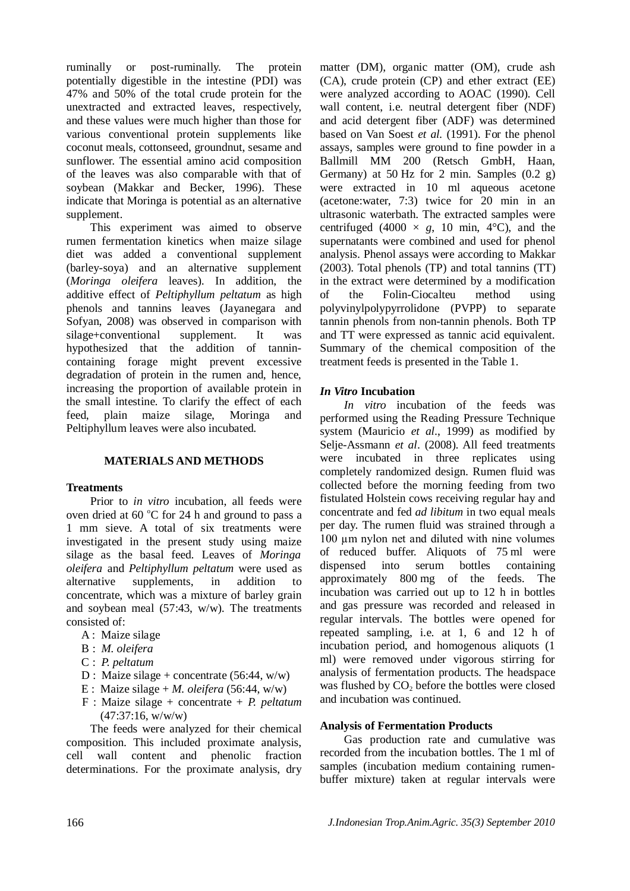ruminally or post-ruminally. The protein potentially digestible in the intestine (PDI) was 47% and 50% of the total crude protein for the unextracted and extracted leaves, respectively, and these values were much higher than those for various conventional protein supplements like coconut meals, cottonseed, groundnut, sesame and sunflower. The essential amino acid composition of the leaves was also comparable with that of soybean (Makkar and Becker, 1996). These indicate that Moringa is potential as an alternative supplement.

This experiment was aimed to observe rumen fermentation kinetics when maize silage diet was added a conventional supplement (barley-soya) and an alternative supplement (*Moringa oleifera* leaves). In addition, the additive effect of *Peltiphyllum peltatum* as high phenols and tannins leaves (Jayanegara and Sofyan, 2008) was observed in comparison with silage+conventional supplement. It was hypothesized that the addition of tannin-containing forage might prevent excessive degradation of protein in the rumen and, hence, increasing the proportion of available protein in the small intestine. To clarify the effect of each feed, plain maize silage, Moringa and Peltiphyllum leaves were also incubated.

## MATERIALS AND METHODS

### Treatments

Prior to *in vitro* incubation, all feeds were oven dried at 60 °C for 24 h and ground to pass a 1 mm sieve. A total of six treatments were investigated in the present study using maize silage as the basal feed. Leaves of *Moringa oleifera* and *Peltiphyllum peltatum* were used as alternative supplements, in addition to concentrate, which was a mixture of barley grain and soybean meal (57:43, w/w). The treatments consisted of:

- A : Maize silage
- B : *M. oleifera*
- C : *P. peltatum*
- D : Maize silage + concentrate (56:44, w/w)
- E : Maize silage + *M. oleifera* (56:44, w/w)
- F : Maize silage + concentrate + *P. peltatum* (47:37:16, w/w/w)

The feeds were analyzed for their chemical composition. This included proximate analysis, cell wall content and phenolic fraction determinations. For the proximate analysis, dry matter (DM), organic matter (OM), crude ash (CA), crude protein (CP) and ether extract (EE) were analyzed according to AOAC (1990). Cell wall content, i.e. neutral detergent fiber (NDF) and acid detergent fiber (ADF) was determined based on Van Soest *et al.* (1991). For the phenol assays, samples were ground to fine powder in a Ballmill MM 200 (Retsch GmbH, Haan, Germany) at 50 Hz for 2 min. Samples (0.2 g) were extracted in 10 ml aqueous acetone (acetone:water, 7:3) twice for 20 min in an ultrasonic waterbath. The extracted samples were centrifuged (4000 × *g*, 10 min, 4°C), and the supernatants were combined and used for phenol analysis. Phenol assays were according to Makkar (2003). Total phenols (TP) and total tannins (TT) in the extract were determined by a modification of the Folin-Ciocalteu method using polyvinylpolypyrrolidone (PVPP) to separate tannin phenols from non-tannin phenols. Both TP and TT were expressed as tannic acid equivalent. Summary of the chemical composition of the treatment feeds is presented in the Table 1.

### *In Vitro* Incubation

*In vitro* incubation of the feeds was performed using the Reading Pressure Technique system (Mauricio *et al*., 1999) as modified by Selje-Assmann *et al*. (2008). All feed treatments were incubated in three replicates using completely randomized design. Rumen fluid was collected before the morning feeding from two fistulated Holstein cows receiving regular hay and concentrate and fed *ad libitum* in two equal meals per day. The rumen fluid was strained through a 100 µm nylon net and diluted with nine volumes of reduced buffer. Aliquots of 75 ml were dispensed into serum bottles containing approximately 800 mg of the feeds. The incubation was carried out up to 12 h in bottles and gas pressure was recorded and released in regular intervals. The bottles were opened for repeated sampling, i.e. at 1, 6 and 12 h of incubation period, and homogenous aliquots (1 ml) were removed under vigorous stirring for analysis of fermentation products. The headspace was flushed by $CO_2$ before the bottles were closed and incubation was continued.

### Analysis of Fermentation Products

Gas production rate and cumulative was recorded from the incubation bottles. The 1 ml of samples (incubation medium containing rumen-buffer mixture) taken at regular intervals were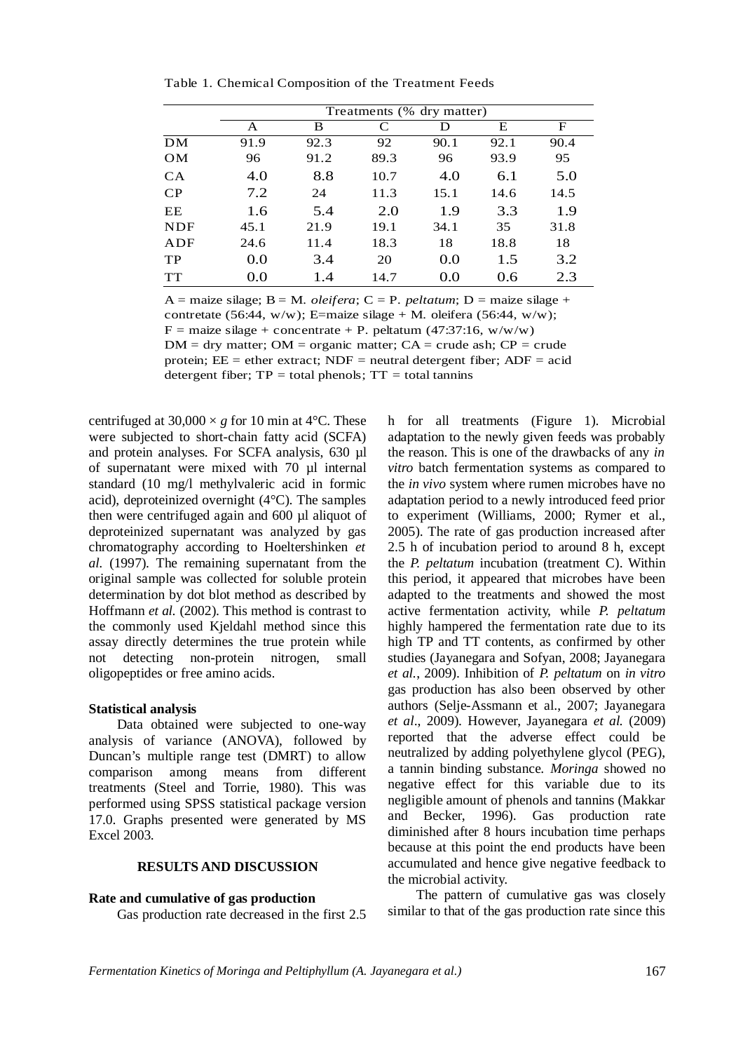Table 1. Chemical Composition of the Treatment Feeds

| | Treatments (% dry matter) | | | | | |
|---|---|---|---|---|---|---|
| | A | B | C | D | E | F |
| DM | 91.9 | 92.3 | 92 | 90.1 | 92.1 | 90.4 |
| OM | 96 | 91.2 | 89.3 | 96 | 93.9 | 95 |
| CA | 4.0 | 8.8 | 10.7 | 4.0 | 6.1 | 5.0 |
| CP | 7.2 | 24 | 11.3 | 15.1 | 14.6 | 14.5 |
| EE | 1.6 | 5.4 | 2.0 | 1.9 | 3.3 | 1.9 |
| NDF | 45.1 | 21.9 | 19.1 | 34.1 | 35 | 31.8 |
| ADF | 24.6 | 11.4 | 18.3 | 18 | 18.8 | 18 |
| TP | 0.0 | 3.4 | 20 | 0.0 | 1.5 | 3.2 |
| TT | 0.0 | 1.4 | 14.7 | 0.0 | 0.6 | 2.3 |

A = maize silage; B = M. *oleifera*; C = P. *peltatum*; D = maize silage + contretate (56:44, w/w); E=maize silage + M. oleifera (56:44, w/w); F = maize silage + concentrate + P. peltatum (47:37:16, w/w/w)
DM = dry matter; OM = organic matter; CA = crude ash; CP = crude protein; EE = ether extract; NDF = neutral detergent fiber; ADF = acid detergent fiber; TP = total phenols; TT = total tannins

centrifuged at 30,000 × *g* for 10 min at 4°C. These were subjected to short-chain fatty acid (SCFA) and protein analyses. For SCFA analysis, 630 µl of supernatant were mixed with 70 µl internal standard (10 mg/l methylvaleric acid in formic acid), deproteinized overnight (4°C). The samples then were centrifuged again and 600 µl aliquot of deproteinized supernatant was analyzed by gas chromatography according to Hoeltershinken *et al.* (1997). The remaining supernatant from the original sample was collected for soluble protein determination by dot blot method as described by Hoffmann *et al.* (2002). This method is contrast to the commonly used Kjeldahl method since this assay directly determines the true protein while not detecting non-protein nitrogen, small oligopeptides or free amino acids.

**Statistical analysis**

Data obtained were subjected to one-way analysis of variance (ANOVA), followed by Duncan's multiple range test (DMRT) to allow comparison among means from different treatments (Steel and Torrie, 1980). This was performed using SPSS statistical package version 17.0. Graphs presented were generated by MS Excel 2003.

## RESULTS AND DISCUSSION

**Rate and cumulative of gas production**

Gas production rate decreased in the first 2.5 h for all treatments (Figure 1). Microbial adaptation to the newly given feeds was probably the reason. This is one of the drawbacks of any *in vitro* batch fermentation systems as compared to the *in vivo* system where rumen microbes have no adaptation period to a newly introduced feed prior to experiment (Williams, 2000; Rymer et al., 2005). The rate of gas production increased after 2.5 h of incubation period to around 8 h, except the *P. peltatum* incubation (treatment C). Within this period, it appeared that microbes have been adapted to the treatments and showed the most active fermentation activity, while *P. peltatum* highly hampered the fermentation rate due to its high TP and TT contents, as confirmed by other studies (Jayanegara and Sofyan, 2008; Jayanegara *et al.*, 2009). Inhibition of *P. peltatum* on *in vitro* gas production has also been observed by other authors (Selje-Assmann et al., 2007; Jayanegara *et al*., 2009). However, Jayanegara *et al.* (2009) reported that the adverse effect could be neutralized by adding polyethylene glycol (PEG), a tannin binding substance. *Moringa* showed no negative effect for this variable due to its negligible amount of phenols and tannins (Makkar and Becker, 1996). Gas production rate diminished after 8 hours incubation time perhaps because at this point the end products have been accumulated and hence give negative feedback to the microbial activity.

The pattern of cumulative gas was closely similar to that of the gas production rate since this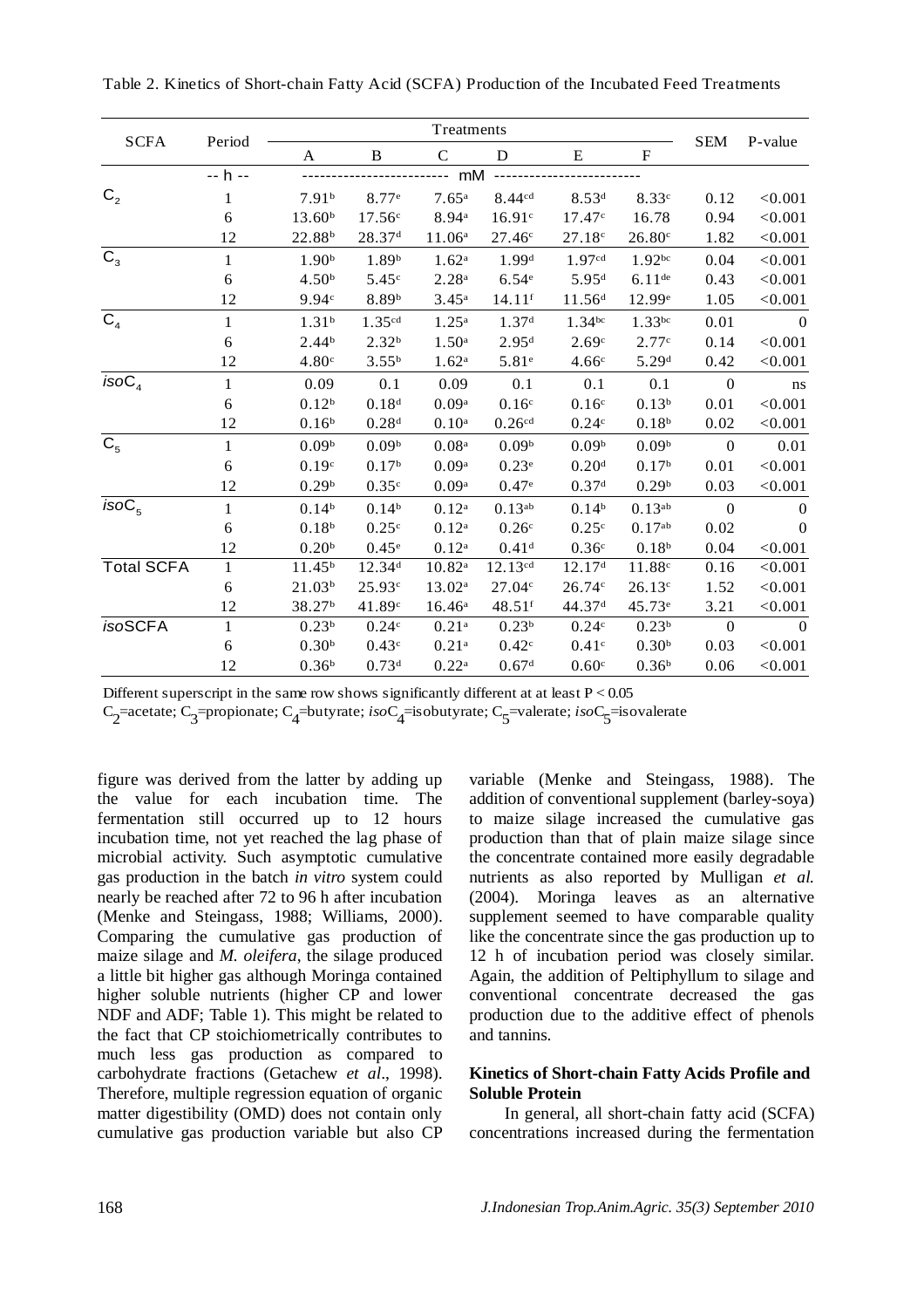Table 2. Kinetics of Short-chain Fatty Acid (SCFA) Production of the Incubated Feed Treatments

| SCFA | Period | Treatments | | | | | | SEM | P-value |
|---|---|---|---|---|---|---|---|---|---|
| | | A | B | C | D | E | F | | |
| | -- h -- | mM | | | | | | | |
| $C_2$ | 1 | 7.91$^b$ | 8.77$^e$ | 7.65$^a$ | 8.44$^{cd}$ | 8.53$^d$ | 8.33$^c$ | 0.12 | <0.001 |
| | 6 | 13.60$^b$ | 17.56$^c$ | 8.94$^a$ | 16.91$^c$ | 17.47$^c$ | 16.78 | 0.94 | <0.001 |
| | 12 | 22.88$^b$ | 28.37$^d$ | 11.06$^a$ | 27.46$^c$ | 27.18$^c$ | 26.80$^c$ | 1.82 | <0.001 |
| $C_3$ | 1 | 1.90$^b$ | 1.89$^b$ | 1.62$^a$ | 1.99$^d$ | 1.97$^{cd}$ | 1.92$^{bc}$ | 0.04 | <0.001 |
| | 6 | 4.50$^b$ | 5.45$^c$ | 2.28$^a$ | 6.54$^e$ | 5.95$^d$ | 6.11$^{de}$ | 0.43 | <0.001 |
| | 12 | 9.94$^c$ | 8.89$^b$ | 3.45$^a$ | 14.11$^f$ | 11.56$^d$ | 12.99$^e$ | 1.05 | <0.001 |
| $C_4$ | 1 | 1.31$^b$ | 1.35$^{cd}$ | 1.25$^a$ | 1.37$^d$ | 1.34$^{bc}$ | 1.33$^{bc}$ | 0.01 | 0 |
| | 6 | 2.44$^b$ | 2.32$^b$ | 1.50$^a$ | 2.95$^d$ | 2.69$^c$ | 2.77$^c$ | 0.14 | <0.001 |
| | 12 | 4.80$^c$ | 3.55$^b$ | 1.62$^a$ | 5.81$^e$ | 4.66$^c$ | 5.29$^d$ | 0.42 | <0.001 |
| $isoC_4$ | 1 | 0.09 | 0.1 | 0.09 | 0.1 | 0.1 | 0.1 | 0 | ns |
| | 6 | 0.12$^b$ | 0.18$^d$ | 0.09$^a$ | 0.16$^c$ | 0.16$^c$ | 0.13$^b$ | 0.01 | <0.001 |
| | 12 | 0.16$^b$ | 0.28$^d$ | 0.10$^a$ | 0.26$^{cd}$ | 0.24$^c$ | 0.18$^b$ | 0.02 | <0.001 |
| $C_5$ | 1 | 0.09$^b$ | 0.09$^b$ | 0.08$^a$ | 0.09$^b$ | 0.09$^b$ | 0.09$^b$ | 0 | 0.01 |
| | 6 | 0.19$^c$ | 0.17$^b$ | 0.09$^a$ | 0.23$^e$ | 0.20$^d$ | 0.17$^b$ | 0.01 | <0.001 |
| | 12 | 0.29$^b$ | 0.35$^c$ | 0.09$^a$ | 0.47$^e$ | 0.37$^d$ | 0.29$^b$ | 0.03 | <0.001 |
| $isoC_5$ | 1 | 0.14$^b$ | 0.14$^b$ | 0.12$^a$ | 0.13$^{ab}$ | 0.14$^b$ | 0.13$^{ab}$ | 0 | 0 |
| | 6 | 0.18$^b$ | 0.25$^c$ | 0.12$^a$ | 0.26$^c$ | 0.25$^c$ | 0.17$^{ab}$ | 0.02 | 0 |
| | 12 | 0.20$^b$ | 0.45$^e$ | 0.12$^a$ | 0.41$^d$ | 0.36$^c$ | 0.18$^b$ | 0.04 | <0.001 |
| Total SCFA | 1 | 11.45$^b$ | 12.34$^d$ | 10.82$^a$ | 12.13$^{cd}$ | 12.17$^d$ | 11.88$^c$ | 0.16 | <0.001 |
| | 6 | 21.03$^b$ | 25.93$^c$ | 13.02$^a$ | 27.04$^c$ | 26.74$^c$ | 26.13$^c$ | 1.52 | <0.001 |
| | 12 | 38.27$^b$ | 41.89$^c$ | 16.46$^a$ | 48.51$^f$ | 44.37$^d$ | 45.73$^e$ | 3.21 | <0.001 |
| *iso*SCFA | 1 | 0.23$^b$ | 0.24$^c$ | 0.21$^a$ | 0.23$^b$ | 0.24$^c$ | 0.23$^b$ | 0 | 0 |
| | 6 | 0.30$^b$ | 0.43$^c$ | 0.21$^a$ | 0.42$^c$ | 0.41$^c$ | 0.30$^b$ | 0.03 | <0.001 |
| | 12 | 0.36$^b$ | 0.73$^d$ | 0.22$^a$ | 0.67$^d$ | 0.60$^c$ | 0.36$^b$ | 0.06 | <0.001 |

Different superscript in the same row shows significantly different at at least $P < 0.05$

$C_2$=acetate; $C_3$=propionate; $C_4$=butyrate; $isoC_4$=isobutyrate; $C_5$=valerate; $isoC_5$=isovalerate

figure was derived from the latter by adding up the value for each incubation time. The fermentation still occurred up to 12 hours incubation time, not yet reached the lag phase of microbial activity. Such asymptotic cumulative gas production in the batch *in vitro* system could nearly be reached after 72 to 96 h after incubation (Menke and Steingass, 1988; Williams, 2000). Comparing the cumulative gas production of maize silage and *M. oleifera*, the silage produced a little bit higher gas although Moringa contained higher soluble nutrients (higher CP and lower NDF and ADF; Table 1). This might be related to the fact that CP stoichiometrically contributes to much less gas production as compared to carbohydrate fractions (Getachew *et al*., 1998). Therefore, multiple regression equation of organic matter digestibility (OMD) does not contain only cumulative gas production variable but also CP variable (Menke and Steingass, 1988). The addition of conventional supplement (barley-soya) to maize silage increased the cumulative gas production than that of plain maize silage since the concentrate contained more easily degradable nutrients as also reported by Mulligan *et al.* (2004). Moringa leaves as an alternative supplement seemed to have comparable quality like the concentrate since the gas production up to 12 h of incubation period was closely similar. Again, the addition of Peltiphyllum to silage and conventional concentrate decreased the gas production due to the additive effect of phenols and tannins.

**Kinetics of Short-chain Fatty Acids Profile and Soluble Protein**

In general, all short-chain fatty acid (SCFA) concentrations increased during the fermentation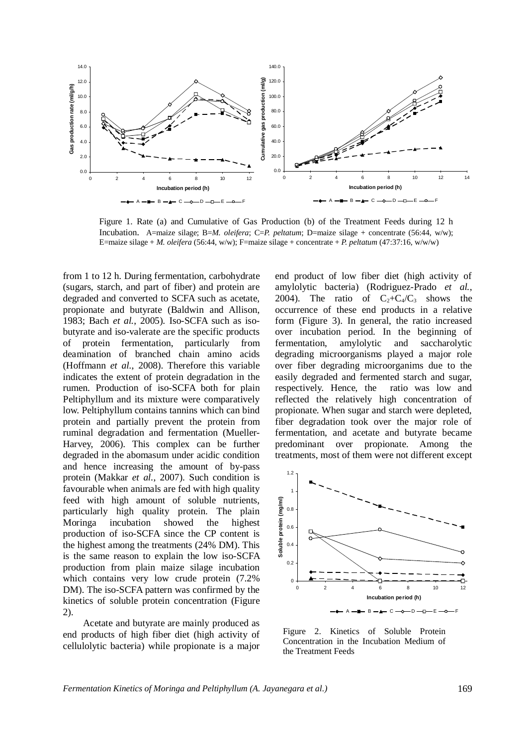Figure 1. Rate (a) and Cumulative of Gas Production (b) of the Treatment Feeds during 12 h Incubation. A=maize silage; B=*M. oleifera*; C=*P. peltatum*; D=maize silage + concentrate (56:44, w/w); E=maize silage + *M. oleifera* (56:44, w/w); F=maize silage + concentrate + *P. peltatum* (47:37:16, w/w/w)

from 1 to 12 h. During fermentation, carbohydrate (sugars, starch, and part of fiber) and protein are degraded and converted to SCFA such as acetate, propionate and butyrate (Baldwin and Allison, 1983; Bach *et al.*, 2005). Iso-SCFA such as iso-butyrate and iso-valerate are the specific products of protein fermentation, particularly from deamination of branched chain amino acids (Hoffmann *et al.*, 2008). Therefore this variable indicates the extent of protein degradation in the rumen. Production of iso-SCFA both for plain Peltiphyllum and its mixture were comparatively low. Peltiphyllum contains tannins which can bind protein and partially prevent the protein from ruminal degradation and fermentation (Mueller-Harvey, 2006). This complex can be further degraded in the abomasum under acidic condition and hence increasing the amount of by-pass protein (Makkar *et al.*, 2007). Such condition is favourable when animals are fed with high quality feed with high amount of soluble nutrients, particularly high quality protein. The plain Moringa incubation showed the highest production of iso-SCFA since the CP content is the highest among the treatments (24% DM). This is the same reason to explain the low iso-SCFA production from plain maize silage incubation which contains very low crude protein (7.2% DM). The iso-SCFA pattern was confirmed by the kinetics of soluble protein concentration (Figure 2).

Acetate and butyrate are mainly produced as end products of high fiber diet (high activity of cellulolytic bacteria) while propionate is a major end product of low fiber diet (high activity of amylolytic bacteria) (Rodriguez-Prado *et al.*, 2004). The ratio of $C_2$+$C_4$/$C_3$ shows the occurrence of these end products in a relative form (Figure 3). In general, the ratio increased over incubation period. In the beginning of fermentation, amylolytic and saccharolytic degrading microorganisms played a major role over fiber degrading microorganims due to the easily degraded and fermented starch and sugar, respectively. Hence, the ratio was low and reflected the relatively high concentration of propionate. When sugar and starch were depleted, fiber degradation took over the major role of fermentation, and acetate and butyrate became predominant over propionate. Among the treatments, most of them were not different except

Figure 2. Kinetics of Soluble Protein Concentration in the Incubation Medium of the Treatment Feeds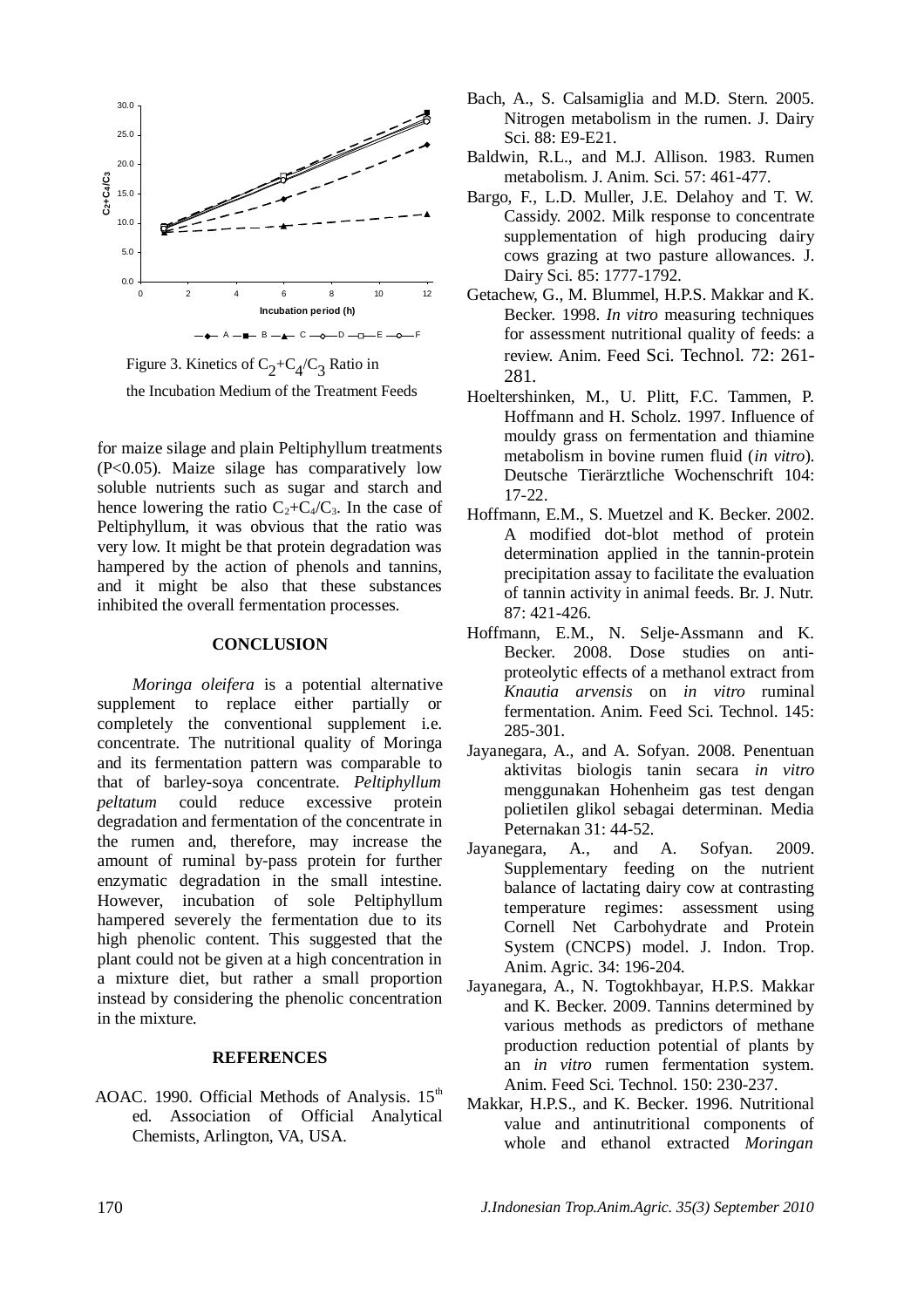Figure 3. Kinetics of $C_2+C_4/C_3$ Ratio in the Incubation Medium of the Treatment Feeds

for maize silage and plain Peltiphyllum treatments ($P<0.05$). Maize silage has comparatively low soluble nutrients such as sugar and starch and hence lowering the ratio $C_2+C_4/C_3$. In the case of Peltiphyllum, it was obvious that the ratio was very low. It might be that protein degradation was hampered by the action of phenols and tannins, and it might be also that these substances inhibited the overall fermentation processes.

## CONCLUSION

*Moringa oleifera* is a potential alternative supplement to replace either partially or completely the conventional supplement i.e. concentrate. The nutritional quality of Moringa and its fermentation pattern was comparable to that of barley-soya concentrate. *Peltiphyllum peltatum* could reduce excessive protein degradation and fermentation of the concentrate in the rumen and, therefore, may increase the amount of ruminal by-pass protein for further enzymatic degradation in the small intestine. However, incubation of sole Peltiphyllum hampered severely the fermentation due to its high phenolic content. This suggested that the plant could not be given at a high concentration in a mixture diet, but rather a small proportion instead by considering the phenolic concentration in the mixture.

## REFERENCES

AOAC. 1990. Official Methods of Analysis. 15th ed. Association of Official Analytical Chemists, Arlington, VA, USA.

Bach, A., S. Calsamiglia and M.D. Stern. 2005. Nitrogen metabolism in the rumen. J. Dairy Sci. 88: E9-E21.

Baldwin, R.L., and M.J. Allison. 1983. Rumen metabolism. J. Anim. Sci. 57: 461-477.

Bargo, F., L.D. Muller, J.E. Delahoy and T. W. Cassidy. 2002. Milk response to concentrate supplementation of high producing dairy cows grazing at two pasture allowances. J. Dairy Sci. 85: 1777-1792.

Getachew, G., M. Blummel, H.P.S. Makkar and K. Becker. 1998. *In vitro* measuring techniques for assessment nutritional quality of feeds: a review. Anim. Feed Sci. Technol. 72: 261-281.

Hoeltershinken, M., U. Plitt, F.C. Tammen, P. Hoffmann and H. Scholz. 1997. Influence of mouldy grass on fermentation and thiamine metabolism in bovine rumen fluid (*in vitro*). Deutsche Tierärztliche Wochenschrift 104: 17-22.

Hoffmann, E.M., S. Muetzel and K. Becker. 2002. A modified dot-blot method of protein determination applied in the tannin-protein precipitation assay to facilitate the evaluation of tannin activity in animal feeds. Br. J. Nutr. 87: 421-426.

Hoffmann, E.M., N. Selje-Assmann and K. Becker. 2008. Dose studies on anti-proteolytic effects of a methanol extract from *Knautia arvensis* on *in vitro* ruminal fermentation. Anim. Feed Sci. Technol. 145: 285-301.

Jayanegara, A., and A. Sofyan. 2008. Penentuan aktivitas biologis tanin secara *in vitro* menggunakan Hohenheim gas test dengan polietilen glikol sebagai determinan. Media Peternakan 31: 44-52.

Jayanegara, A., and A. Sofyan. 2009. Supplementary feeding on the nutrient balance of lactating dairy cow at contrasting temperature regimes: assessment using Cornell Net Carbohydrate and Protein System (CNCPS) model. J. Indon. Trop. Anim. Agric. 34: 196-204.

Jayanegara, A., N. Togtokhbayar, H.P.S. Makkar and K. Becker. 2009. Tannins determined by various methods as predictors of methane production reduction potential of plants by an *in vitro* rumen fermentation system. Anim. Feed Sci. Technol. 150: 230-237.

Makkar, H.P.S., and K. Becker. 1996. Nutritional value and antinutritional components of whole and ethanol extracted *Moringan*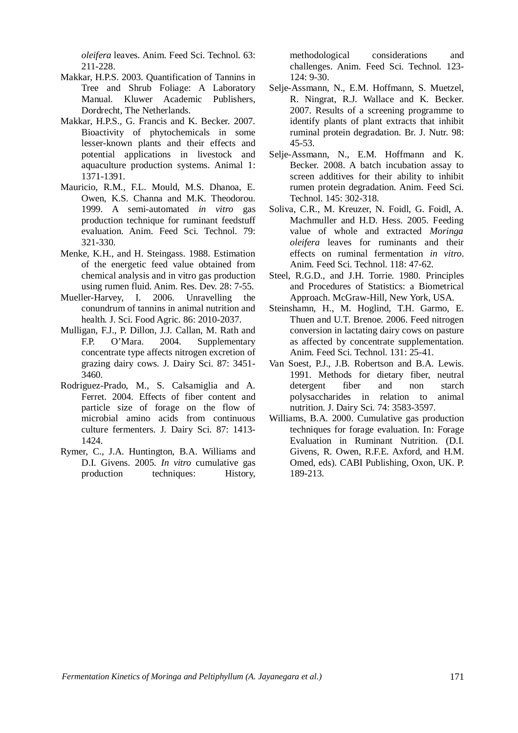*oleifera* leaves. Anim. Feed Sci. Technol. 63: 211-228.

Makkar, H.P.S. 2003. Quantification of Tannins in Tree and Shrub Foliage: A Laboratory Manual. Kluwer Academic Publishers, Dordrecht, The Netherlands.

Makkar, H.P.S., G. Francis and K. Becker. 2007. Bioactivity of phytochemicals in some lesser-known plants and their effects and potential applications in livestock and aquaculture production systems. Animal 1: 1371-1391.

Mauricio, R.M., F.L. Mould, M.S. Dhanoa, E. Owen, K.S. Channa and M.K. Theodorou. 1999. A semi-automated *in vitro* gas production technique for ruminant feedstuff evaluation. Anim. Feed Sci. Technol. 79: 321-330.

Menke, K.H., and H. Steingass. 1988. Estimation of the energetic feed value obtained from chemical analysis and in vitro gas production using rumen fluid. Anim. Res. Dev. 28: 7-55.

Mueller-Harvey, I. 2006. Unravelling the conundrum of tannins in animal nutrition and health. J. Sci. Food Agric. 86: 2010-2037.

Mulligan, F.J., P. Dillon, J.J. Callan, M. Rath and F.P. O'Mara. 2004. Supplementary concentrate type affects nitrogen excretion of grazing dairy cows. J. Dairy Sci. 87: 3451-3460.

Rodriguez-Prado, M., S. Calsamiglia and A. Ferret. 2004. Effects of fiber content and particle size of forage on the flow of microbial amino acids from continuous culture fermenters. J. Dairy Sci. 87: 1413-1424.

Rymer, C., J.A. Huntington, B.A. Williams and D.I. Givens. 2005. *In vitro* cumulative gas production techniques: History, methodological considerations and challenges. Anim. Feed Sci. Technol. 123-124: 9-30.

Selje-Assmann, N., E.M. Hoffmann, S. Muetzel, R. Ningrat, R.J. Wallace and K. Becker. 2007. Results of a screening programme to identify plants of plant extracts that inhibit ruminal protein degradation. Br. J. Nutr. 98: 45-53.

Selje-Assmann, N., E.M. Hoffmann and K. Becker. 2008. A batch incubation assay to screen additives for their ability to inhibit rumen protein degradation. Anim. Feed Sci. Technol. 145: 302-318.

Soliva, C.R., M. Kreuzer, N. Foidl, G. Foidl, A. Machmuller and H.D. Hess. 2005. Feeding value of whole and extracted *Moringa oleifera* leaves for ruminants and their effects on ruminal fermentation *in vitro*. Anim. Feed Sci. Technol. 118: 47-62.

Steel, R.G.D., and J.H. Torrie. 1980. Principles and Procedures of Statistics: a Biometrical Approach. McGraw-Hill, New York, USA.

Steinshamn, H., M. Hoglind, T.H. Garmo, E. Thuen and U.T. Brenoe. 2006. Feed nitrogen conversion in lactating dairy cows on pasture as affected by concentrate supplementation. Anim. Feed Sci. Technol. 131: 25-41.

Van Soest, P.J., J.B. Robertson and B.A. Lewis. 1991. Methods for dietary fiber, neutral detergent fiber and non starch polysaccharides in relation to animal nutrition. J. Dairy Sci. 74: 3583-3597.

Williams, B.A. 2000. Cumulative gas production techniques for forage evaluation. In: Forage Evaluation in Ruminant Nutrition. (D.I. Givens, R. Owen, R.F.E. Axford, and H.M. Omed, eds). CABI Publishing, Oxon, UK. P. 189-213.